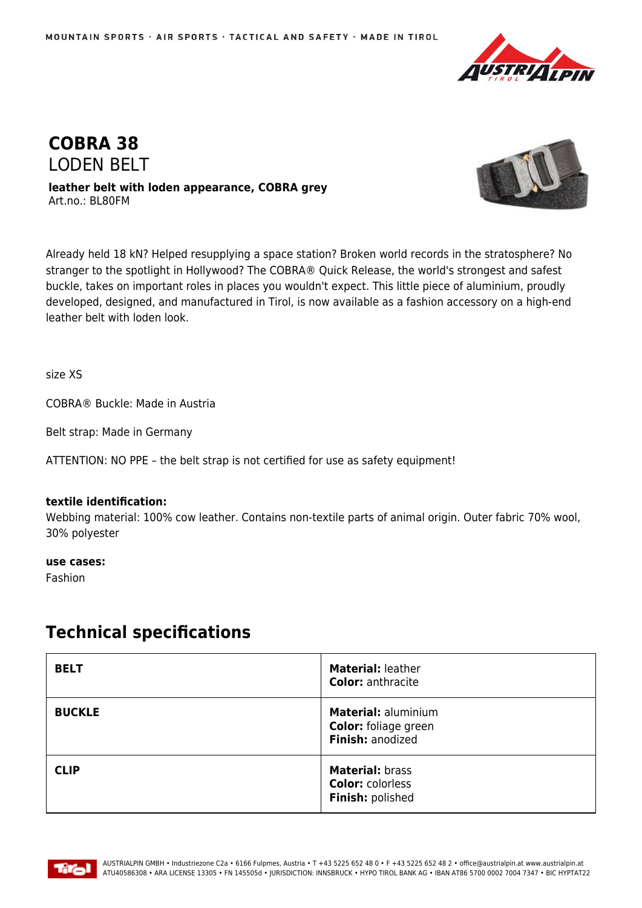MOUNTAIN SPORTS · AIR SPORTS · TACTICAL AND SAFETY · MADE IN TIROL

# COBRA 38

## LODEN BELT

**leather belt with loden appearance, COBRA grey**
Art.no.: BL80FM

Already held 18 kN? Helped resupplying a space station? Broken world records in the stratosphere? No stranger to the spotlight in Hollywood? The COBRA® Quick Release, the world's strongest and safest buckle, takes on important roles in places you wouldn't expect. This little piece of aluminium, proudly developed, designed, and manufactured in Tirol, is now available as a fashion accessory on a high-end leather belt with loden look.

size XS

COBRA® Buckle: Made in Austria

Belt strap: Made in Germany

ATTENTION: NO PPE – the belt strap is not certified for use as safety equipment!

**textile identification:**
Webbing material: 100% cow leather. Contains non-textile parts of animal origin. Outer fabric 70% wool, 30% polyester

**use cases:**
Fashion

## Technical specifications

| | |
|---|---|
| **BELT** | **Material:** leather<br>**Color:** anthracite |
| **BUCKLE** | **Material:** aluminium<br>**Color:** foliage green<br>**Finish:** anodized |
| **CLIP** | **Material:** brass<br>**Color:** colorless<br>**Finish:** polished |

AUSTRIALPIN GMBH • Industriezone C2a • 6166 Fulpmes, Austria • T +43 5225 652 48 0 • F +43 5225 652 48 2 • office@austrialpin.at www.austrialpin.at
ATU40586308 • ARA LICENSE 13305 • FN 145505d • JURISDICTION: INNSBRUCK • HYPO TIROL BANK AG • IBAN AT86 5700 0002 7004 7347 • BIC HYPTAT22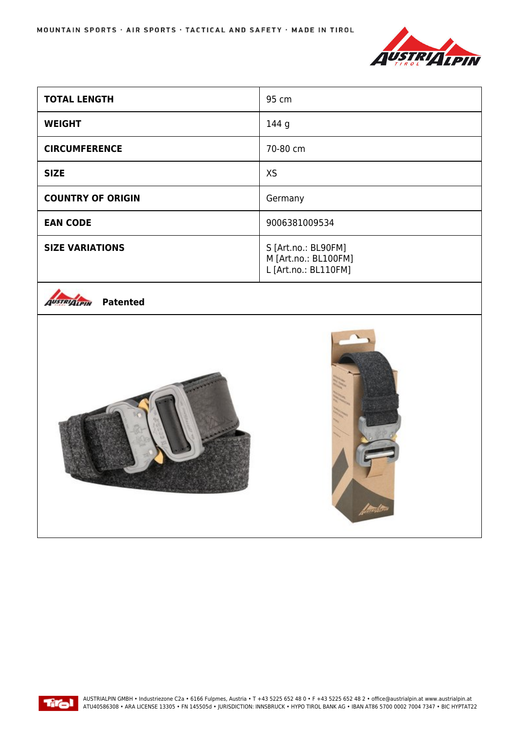| | |
|---|---|
| **TOTAL LENGTH** | 95 cm |
| **WEIGHT** | 144 g |
| **CIRCUMFERENCE** | 70-80 cm |
| **SIZE** | XS |
| **COUNTRY OF ORIGIN** | Germany |
| **EAN CODE** | 9006381009534 |
| **SIZE VARIATIONS** | S [Art.no.: BL90FM]<br>M [Art.no.: BL100FM]<br>L [Art.no.: BL110FM] |

**Patented**

AUSTRIALPIN GMBH • Industriezone C2a • 6166 Fulpmes, Austria • T +43 5225 652 48 0 • F +43 5225 652 48 2 • office@austrialpin.at www.austrialpin.at
ATU40586308 • ARA LICENSE 13305 • FN 145505d • JURISDICTION: INNSBRUCK • HYPO TIROL BANK AG • IBAN AT86 5700 0002 7004 7347 • BIC HYPTAT22